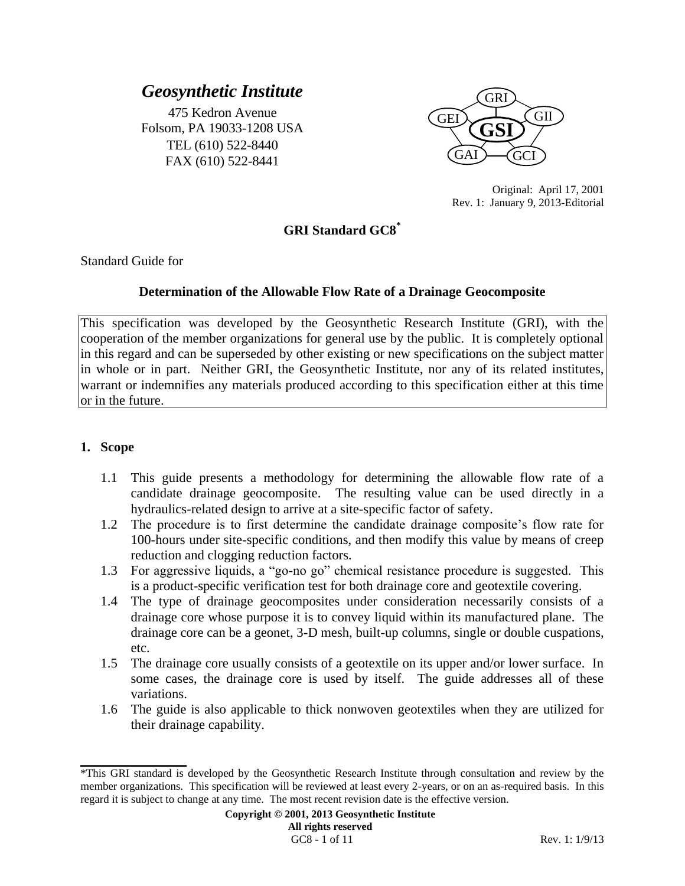***Geosynthetic Institute***

475 Kedron Avenue
Folsom, PA 19033-1208 USA
TEL (610) 522-8440
FAX (610) 522-8441

GRI GII GEI GSI GAI GCI

Original: April 17, 2001
Rev. 1: January 9, 2013-Editorial

# GRI Standard GC8*

Standard Guide for

## Determination of the Allowable Flow Rate of a Drainage Geocomposite

This specification was developed by the Geosynthetic Research Institute (GRI), with the cooperation of the member organizations for general use by the public. It is completely optional in this regard and can be superseded by other existing or new specifications on the subject matter in whole or in part. Neither GRI, the Geosynthetic Institute, nor any of its related institutes, warrant or indemnifies any materials produced according to this specification either at this time or in the future.

### 1. Scope

1.1 This guide presents a methodology for determining the allowable flow rate of a candidate drainage geocomposite. The resulting value can be used directly in a hydraulics-related design to arrive at a site-specific factor of safety.

1.2 The procedure is to first determine the candidate drainage composite's flow rate for 100-hours under site-specific conditions, and then modify this value by means of creep reduction and clogging reduction factors.

1.3 For aggressive liquids, a "go-no go" chemical resistance procedure is suggested. This is a product-specific verification test for both drainage core and geotextile covering.

1.4 The type of drainage geocomposites under consideration necessarily consists of a drainage core whose purpose it is to convey liquid within its manufactured plane. The drainage core can be a geonet, 3-D mesh, built-up columns, single or double cuspations, etc.

1.5 The drainage core usually consists of a geotextile on its upper and/or lower surface. In some cases, the drainage core is used by itself. The guide addresses all of these variations.

1.6 The guide is also applicable to thick nonwoven geotextiles when they are utilized for their drainage capability.

---

*This GRI standard is developed by the Geosynthetic Research Institute through consultation and review by the member organizations. This specification will be reviewed at least every 2-years, or on an as-required basis. In this regard it is subject to change at any time. The most recent revision date is the effective version.

**Copyright © 2001, 2013 Geosynthetic Institute**
**All rights reserved**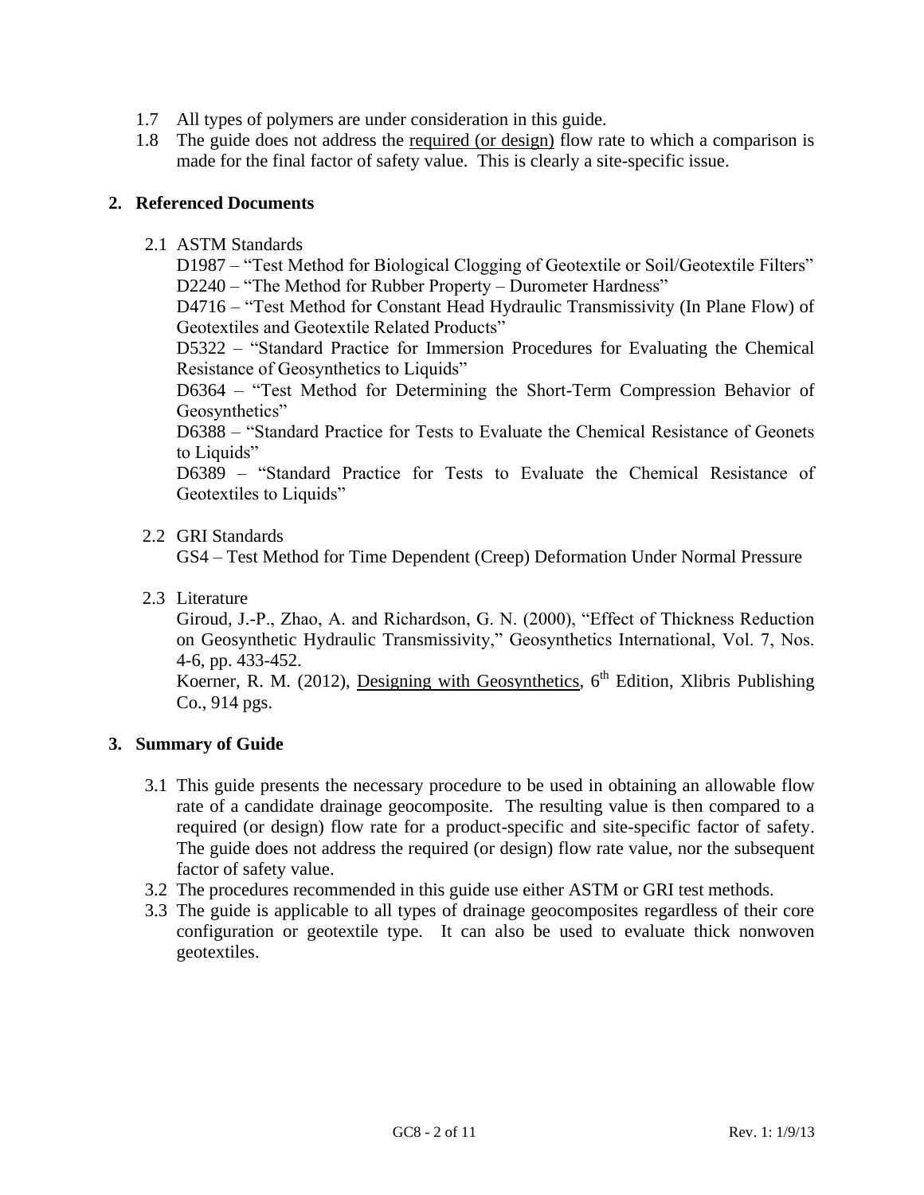1.7 All types of polymers are under consideration in this guide.

1.8 The guide does not address the <u>required (or design)</u> flow rate to which a comparison is made for the final factor of safety value. This is clearly a site-specific issue.

## 2. Referenced Documents

2.1 ASTM Standards

D1987 – "Test Method for Biological Clogging of Geotextile or Soil/Geotextile Filters"
D2240 – "The Method for Rubber Property – Durometer Hardness"
D4716 – "Test Method for Constant Head Hydraulic Transmissivity (In Plane Flow) of Geotextiles and Geotextile Related Products"
D5322 – "Standard Practice for Immersion Procedures for Evaluating the Chemical Resistance of Geosynthetics to Liquids"
D6364 – "Test Method for Determining the Short-Term Compression Behavior of Geosynthetics"
D6388 – "Standard Practice for Tests to Evaluate the Chemical Resistance of Geonets to Liquids"
D6389 – "Standard Practice for Tests to Evaluate the Chemical Resistance of Geotextiles to Liquids"

2.2 GRI Standards

GS4 – Test Method for Time Dependent (Creep) Deformation Under Normal Pressure

2.3 Literature

Giroud, J.-P., Zhao, A. and Richardson, G. N. (2000), "Effect of Thickness Reduction on Geosynthetic Hydraulic Transmissivity," Geosynthetics International, Vol. 7, Nos. 4-6, pp. 433-452.
Koerner, R. M. (2012), <u>Designing with Geosynthetics</u>, 6th Edition, Xlibris Publishing Co., 914 pgs.

## 3. Summary of Guide

3.1 This guide presents the necessary procedure to be used in obtaining an allowable flow rate of a candidate drainage geocomposite. The resulting value is then compared to a required (or design) flow rate for a product-specific and site-specific factor of safety. The guide does not address the required (or design) flow rate value, nor the subsequent factor of safety value.

3.2 The procedures recommended in this guide use either ASTM or GRI test methods.

3.3 The guide is applicable to all types of drainage geocomposites regardless of their core configuration or geotextile type. It can also be used to evaluate thick nonwoven geotextiles.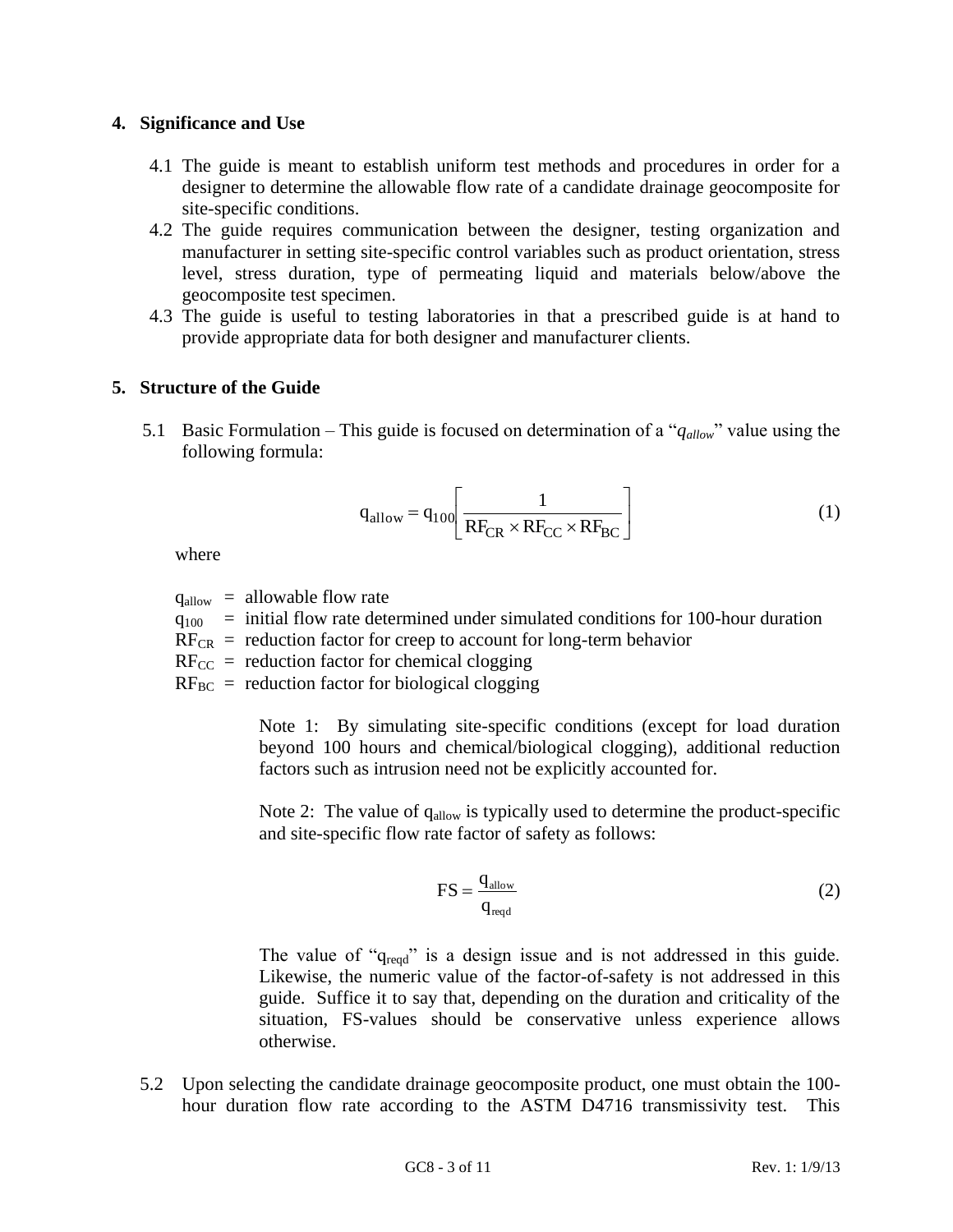## 4. Significance and Use

4.1 The guide is meant to establish uniform test methods and procedures in order for a designer to determine the allowable flow rate of a candidate drainage geocomposite for site-specific conditions.

4.2 The guide requires communication between the designer, testing organization and manufacturer in setting site-specific control variables such as product orientation, stress level, stress duration, type of permeating liquid and materials below/above the geocomposite test specimen.

4.3 The guide is useful to testing laboratories in that a prescribed guide is at hand to provide appropriate data for both designer and manufacturer clients.

## 5. Structure of the Guide

5.1 Basic Formulation – This guide is focused on determination of a "$q_{allow}$" value using the following formula:

$$q_{allow} = q_{100}\left[\frac{1}{RF_{CR} \times RF_{CC} \times RF_{BC}}\right] \tag{1}$$

where

$q_{allow}$ = allowable flow rate
$q_{100}$ = initial flow rate determined under simulated conditions for 100-hour duration
$RF_{CR}$ = reduction factor for creep to account for long-term behavior
$RF_{CC}$ = reduction factor for chemical clogging
$RF_{BC}$ = reduction factor for biological clogging

> Note 1: By simulating site-specific conditions (except for load duration beyond 100 hours and chemical/biological clogging), additional reduction factors such as intrusion need not be explicitly accounted for.
>
> Note 2: The value of $q_{allow}$ is typically used to determine the product-specific and site-specific flow rate factor of safety as follows:
>
> $$FS = \frac{q_{allow}}{q_{reqd}} \tag{2}$$
>
> The value of "$q_{reqd}$" is a design issue and is not addressed in this guide. Likewise, the numeric value of the factor-of-safety is not addressed in this guide. Suffice it to say that, depending on the duration and criticality of the situation, FS-values should be conservative unless experience allows otherwise.

5.2 Upon selecting the candidate drainage geocomposite product, one must obtain the 100-hour duration flow rate according to the ASTM D4716 transmissivity test. This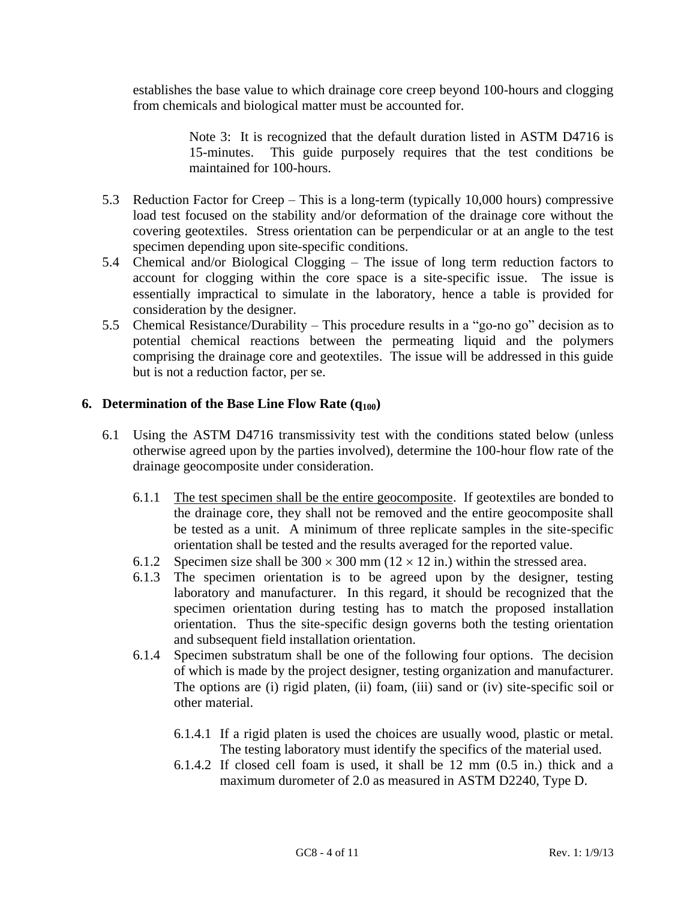establishes the base value to which drainage core creep beyond 100-hours and clogging from chemicals and biological matter must be accounted for.

> Note 3: It is recognized that the default duration listed in ASTM D4716 is 15-minutes. This guide purposely requires that the test conditions be maintained for 100-hours.

5.3 Reduction Factor for Creep – This is a long-term (typically 10,000 hours) compressive load test focused on the stability and/or deformation of the drainage core without the covering geotextiles. Stress orientation can be perpendicular or at an angle to the test specimen depending upon site-specific conditions.

5.4 Chemical and/or Biological Clogging – The issue of long term reduction factors to account for clogging within the core space is a site-specific issue. The issue is essentially impractical to simulate in the laboratory, hence a table is provided for consideration by the designer.

5.5 Chemical Resistance/Durability – This procedure results in a "go-no go" decision as to potential chemical reactions between the permeating liquid and the polymers comprising the drainage core and geotextiles. The issue will be addressed in this guide but is not a reduction factor, per se.

## 6. Determination of the Base Line Flow Rate ($q_{100}$)

6.1 Using the ASTM D4716 transmissivity test with the conditions stated below (unless otherwise agreed upon by the parties involved), determine the 100-hour flow rate of the drainage geocomposite under consideration.

6.1.1 The test specimen shall be the entire geocomposite. If geotextiles are bonded to the drainage core, they shall not be removed and the entire geocomposite shall be tested as a unit. A minimum of three replicate samples in the site-specific orientation shall be tested and the results averaged for the reported value.

6.1.2 Specimen size shall be $300 \times 300$ mm ($12 \times 12$ in.) within the stressed area.

6.1.3 The specimen orientation is to be agreed upon by the designer, testing laboratory and manufacturer. In this regard, it should be recognized that the specimen orientation during testing has to match the proposed installation orientation. Thus the site-specific design governs both the testing orientation and subsequent field installation orientation.

6.1.4 Specimen substratum shall be one of the following four options. The decision of which is made by the project designer, testing organization and manufacturer. The options are (i) rigid platen, (ii) foam, (iii) sand or (iv) site-specific soil or other material.

6.1.4.1 If a rigid platen is used the choices are usually wood, plastic or metal. The testing laboratory must identify the specifics of the material used.

6.1.4.2 If closed cell foam is used, it shall be 12 mm (0.5 in.) thick and a maximum durometer of 2.0 as measured in ASTM D2240, Type D.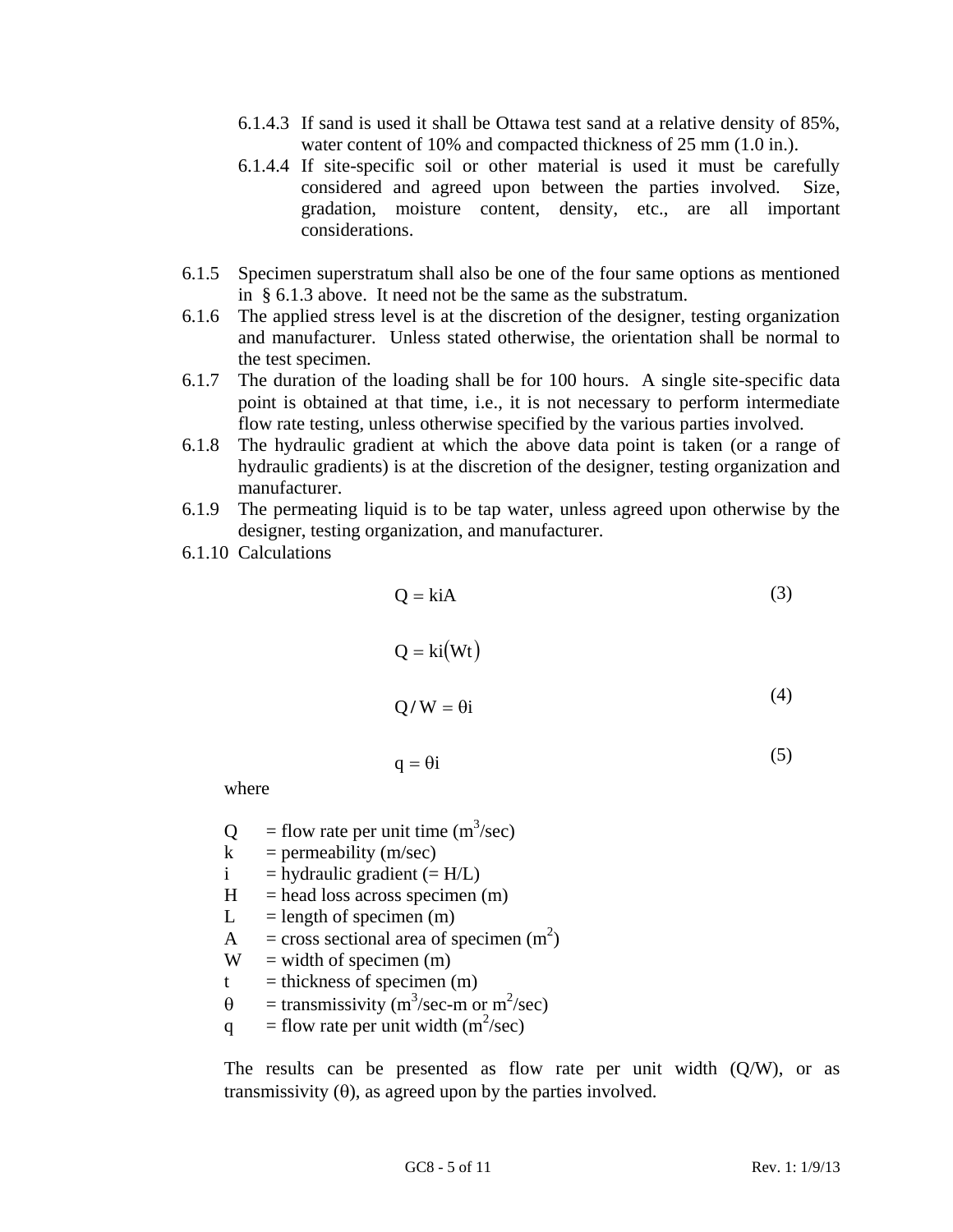6.1.4.3 If sand is used it shall be Ottawa test sand at a relative density of 85%, water content of 10% and compacted thickness of 25 mm (1.0 in.).

6.1.4.4 If site-specific soil or other material is used it must be carefully considered and agreed upon between the parties involved. Size, gradation, moisture content, density, etc., are all important considerations.

6.1.5 Specimen superstratum shall also be one of the four same options as mentioned in § 6.1.3 above. It need not be the same as the substratum.

6.1.6 The applied stress level is at the discretion of the designer, testing organization and manufacturer. Unless stated otherwise, the orientation shall be normal to the test specimen.

6.1.7 The duration of the loading shall be for 100 hours. A single site-specific data point is obtained at that time, i.e., it is not necessary to perform intermediate flow rate testing, unless otherwise specified by the various parties involved.

6.1.8 The hydraulic gradient at which the above data point is taken (or a range of hydraulic gradients) is at the discretion of the designer, testing organization and manufacturer.

6.1.9 The permeating liquid is to be tap water, unless agreed upon otherwise by the designer, testing organization, and manufacturer.

6.1.10 Calculations

$$Q = kiA \tag{3}$$

$$Q = ki(Wt)$$

$$Q/W = \theta i \tag{4}$$

$$q = \theta i \tag{5}$$

where

Q = flow rate per unit time ($m^3$/sec)
k = permeability (m/sec)
i = hydraulic gradient (= H/L)
H = head loss across specimen (m)
L = length of specimen (m)
A = cross sectional area of specimen ($m^2$)
W = width of specimen (m)
t = thickness of specimen (m)
$\theta$ = transmissivity ($m^3$/sec-m or $m^2$/sec)
q = flow rate per unit width ($m^2$/sec)

The results can be presented as flow rate per unit width (Q/W), or as transmissivity ($\theta$), as agreed upon by the parties involved.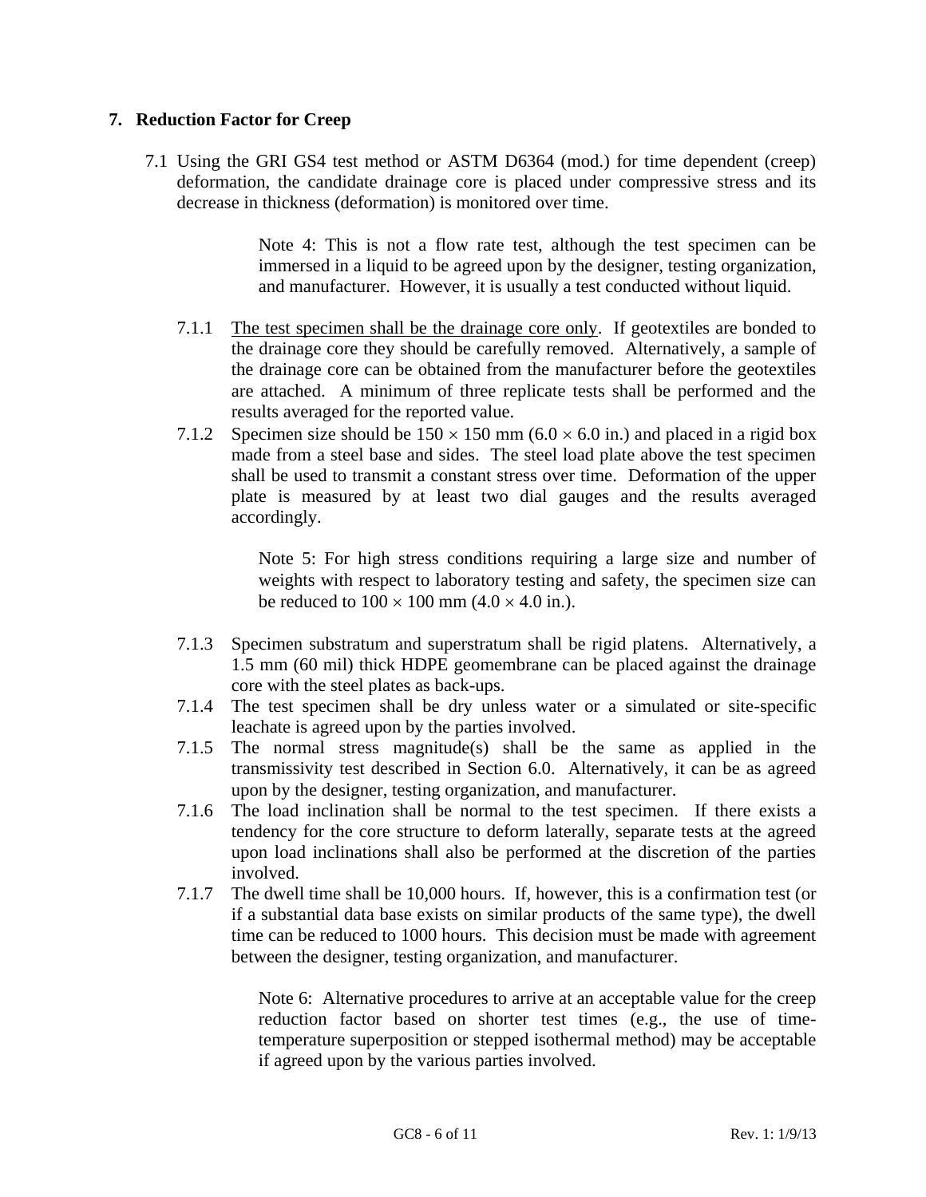## 7. Reduction Factor for Creep

7.1 Using the GRI GS4 test method or ASTM D6364 (mod.) for time dependent (creep) deformation, the candidate drainage core is placed under compressive stress and its decrease in thickness (deformation) is monitored over time.

> Note 4: This is not a flow rate test, although the test specimen can be immersed in a liquid to be agreed upon by the designer, testing organization, and manufacturer. However, it is usually a test conducted without liquid.

7.1.1 <u>The test specimen shall be the drainage core only</u>. If geotextiles are bonded to the drainage core they should be carefully removed. Alternatively, a sample of the drainage core can be obtained from the manufacturer before the geotextiles are attached. A minimum of three replicate tests shall be performed and the results averaged for the reported value.

7.1.2 Specimen size should be 150 × 150 mm (6.0 × 6.0 in.) and placed in a rigid box made from a steel base and sides. The steel load plate above the test specimen shall be used to transmit a constant stress over time. Deformation of the upper plate is measured by at least two dial gauges and the results averaged accordingly.

> Note 5: For high stress conditions requiring a large size and number of weights with respect to laboratory testing and safety, the specimen size can be reduced to 100 × 100 mm (4.0 × 4.0 in.).

7.1.3 Specimen substratum and superstratum shall be rigid platens. Alternatively, a 1.5 mm (60 mil) thick HDPE geomembrane can be placed against the drainage core with the steel plates as back-ups.

7.1.4 The test specimen shall be dry unless water or a simulated or site-specific leachate is agreed upon by the parties involved.

7.1.5 The normal stress magnitude(s) shall be the same as applied in the transmissivity test described in Section 6.0. Alternatively, it can be as agreed upon by the designer, testing organization, and manufacturer.

7.1.6 The load inclination shall be normal to the test specimen. If there exists a tendency for the core structure to deform laterally, separate tests at the agreed upon load inclinations shall also be performed at the discretion of the parties involved.

7.1.7 The dwell time shall be 10,000 hours. If, however, this is a confirmation test (or if a substantial data base exists on similar products of the same type), the dwell time can be reduced to 1000 hours. This decision must be made with agreement between the designer, testing organization, and manufacturer.

> Note 6: Alternative procedures to arrive at an acceptable value for the creep reduction factor based on shorter test times (e.g., the use of time-temperature superposition or stepped isothermal method) may be acceptable if agreed upon by the various parties involved.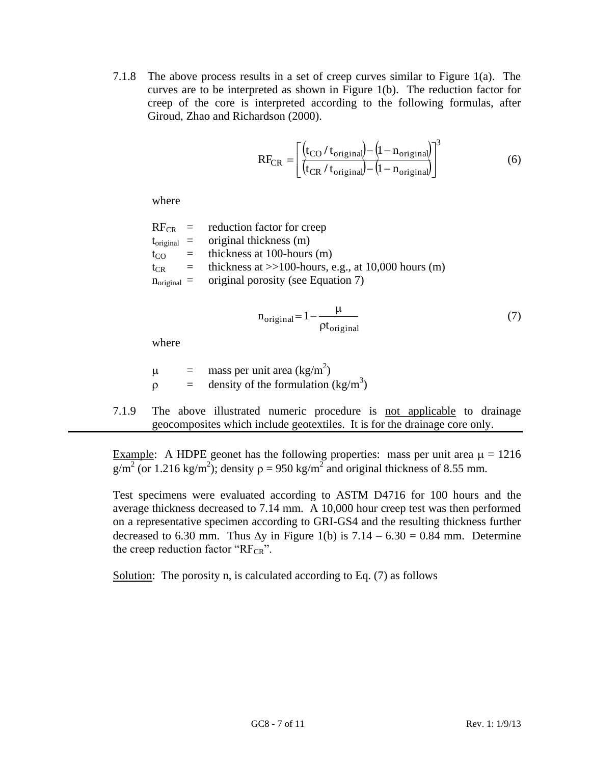7.1.8 The above process results in a set of creep curves similar to Figure 1(a). The curves are to be interpreted as shown in Figure 1(b). The reduction factor for creep of the core is interpreted according to the following formulas, after Giroud, Zhao and Richardson (2000).

$$RF_{CR} = \left[ \frac{\left(t_{CO} / t_{original}\right) - \left(1 - n_{original}\right)}{\left(t_{CR} / t_{original}\right) - \left(1 - n_{original}\right)} \right]^3 \tag{6}$$

where

- $RF_{CR}$ = reduction factor for creep
- $t_{original}$ = original thickness (m)
- $t_{CO}$ = thickness at 100-hours (m)
- $t_{CR}$ = thickness at >>100-hours, e.g., at 10,000 hours (m)
- $n_{original}$ = original porosity (see Equation 7)

$$n_{original} = 1 - \frac{\mu}{\rho t_{original}} \tag{7}$$

where

- $\mu$ = mass per unit area ($kg/m^2$)
- $\rho$ = density of the formulation ($kg/m^3$)

7.1.9 The above illustrated numeric procedure is <u>not applicable</u> to drainage geocomposites which include geotextiles. It is for the drainage core only.

---

<u>Example</u>: A HDPE geonet has the following properties: mass per unit area $\mu$ = 1216 $g/m^2$ (or 1.216 $kg/m^2$); density $\rho$ = 950 $kg/m^2$ and original thickness of 8.55 mm.

Test specimens were evaluated according to ASTM D4716 for 100 hours and the average thickness decreased to 7.14 mm. A 10,000 hour creep test was then performed on a representative specimen according to GRI-GS4 and the resulting thickness further decreased to 6.30 mm. Thus $\Delta y$ in Figure 1(b) is 7.14 – 6.30 = 0.84 mm. Determine the creep reduction factor "$RF_{CR}$".

<u>Solution</u>: The porosity n, is calculated according to Eq. (7) as follows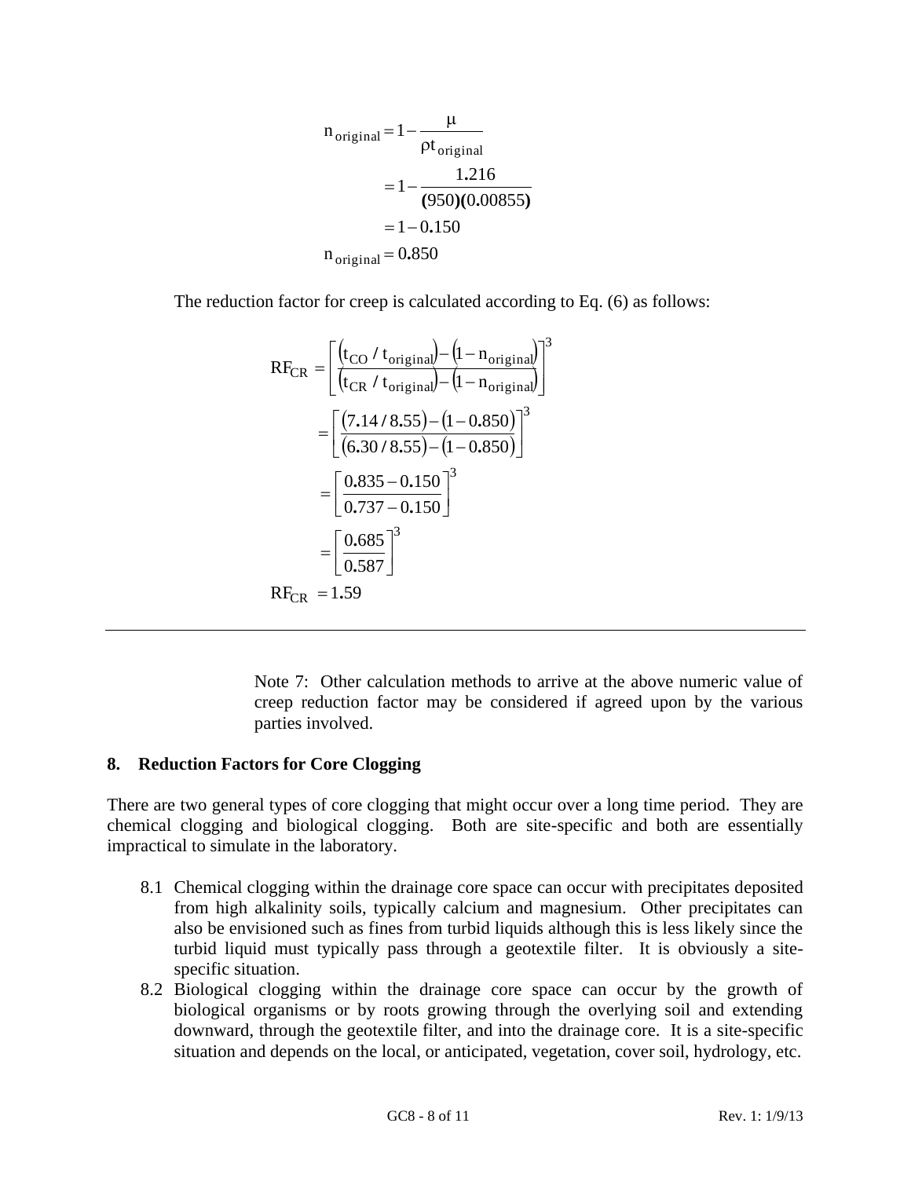$$
\begin{aligned}
n_{original} &= 1 - \frac{\mu}{\rho t_{original}} \\
&= 1 - \frac{1.216}{(950)(0.00855)} \\
&= 1 - 0.150 \\
n_{original} &= 0.850
\end{aligned}
$$

The reduction factor for creep is calculated according to Eq. (6) as follows:

$$
\begin{aligned}
RF_{CR} &= \left[ \frac{(t_{CO} / t_{original}) - (1 - n_{original})}{(t_{CR} / t_{original}) - (1 - n_{original})} \right]^3 \\
&= \left[ \frac{(7.14 / 8.55) - (1 - 0.850)}{(6.30 / 8.55) - (1 - 0.850)} \right]^3 \\
&= \left[ \frac{0.835 - 0.150}{0.737 - 0.150} \right]^3 \\
&= \left[ \frac{0.685}{0.587} \right]^3 \\
RF_{CR} &= 1.59
\end{aligned}
$$

---

Note 7: Other calculation methods to arrive at the above numeric value of creep reduction factor may be considered if agreed upon by the various parties involved.

## 8. Reduction Factors for Core Clogging

There are two general types of core clogging that might occur over a long time period. They are chemical clogging and biological clogging. Both are site-specific and both are essentially impractical to simulate in the laboratory.

8.1 Chemical clogging within the drainage core space can occur with precipitates deposited from high alkalinity soils, typically calcium and magnesium. Other precipitates can also be envisioned such as fines from turbid liquids although this is less likely since the turbid liquid must typically pass through a geotextile filter. It is obviously a site-specific situation.

8.2 Biological clogging within the drainage core space can occur by the growth of biological organisms or by roots growing through the overlying soil and extending downward, through the geotextile filter, and into the drainage core. It is a site-specific situation and depends on the local, or anticipated, vegetation, cover soil, hydrology, etc.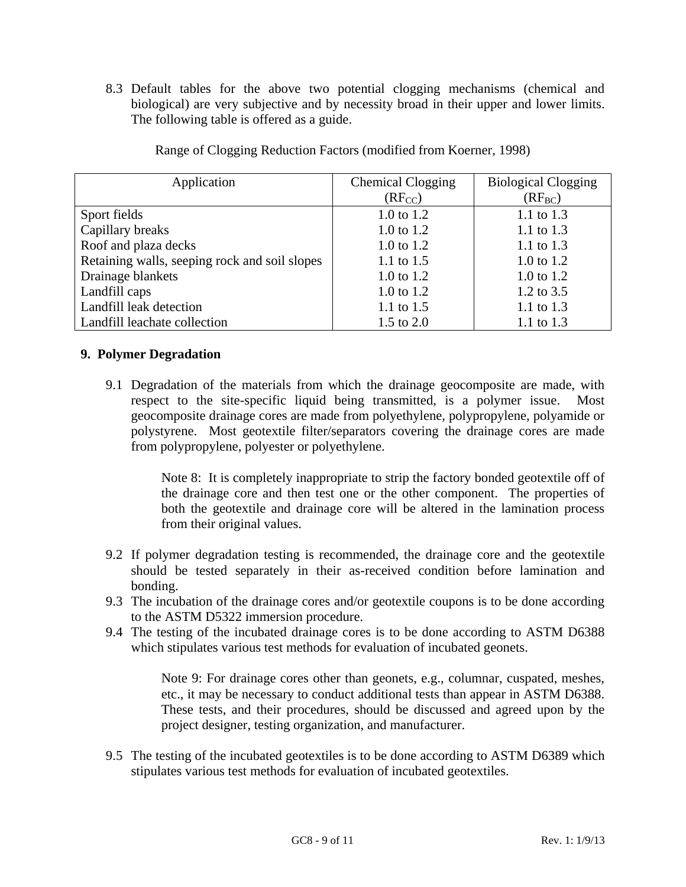8.3 Default tables for the above two potential clogging mechanisms (chemical and biological) are very subjective and by necessity broad in their upper and lower limits. The following table is offered as a guide.

Range of Clogging Reduction Factors (modified from Koerner, 1998)

| Application | Chemical Clogging ($RF_{CC}$) | Biological Clogging ($RF_{BC}$) |
|---|---|---|
| Sport fields | 1.0 to 1.2 | 1.1 to 1.3 |
| Capillary breaks | 1.0 to 1.2 | 1.1 to 1.3 |
| Roof and plaza decks | 1.0 to 1.2 | 1.1 to 1.3 |
| Retaining walls, seeping rock and soil slopes | 1.1 to 1.5 | 1.0 to 1.2 |
| Drainage blankets | 1.0 to 1.2 | 1.0 to 1.2 |
| Landfill caps | 1.0 to 1.2 | 1.2 to 3.5 |
| Landfill leak detection | 1.1 to 1.5 | 1.1 to 1.3 |
| Landfill leachate collection | 1.5 to 2.0 | 1.1 to 1.3 |

## 9. Polymer Degradation

9.1 Degradation of the materials from which the drainage geocomposite are made, with respect to the site-specific liquid being transmitted, is a polymer issue. Most geocomposite drainage cores are made from polyethylene, polypropylene, polyamide or polystyrene. Most geotextile filter/separators covering the drainage cores are made from polypropylene, polyester or polyethylene.

> Note 8: It is completely inappropriate to strip the factory bonded geotextile off of the drainage core and then test one or the other component. The properties of both the geotextile and drainage core will be altered in the lamination process from their original values.

9.2 If polymer degradation testing is recommended, the drainage core and the geotextile should be tested separately in their as-received condition before lamination and bonding.

9.3 The incubation of the drainage cores and/or geotextile coupons is to be done according to the ASTM D5322 immersion procedure.

9.4 The testing of the incubated drainage cores is to be done according to ASTM D6388 which stipulates various test methods for evaluation of incubated geonets.

> Note 9: For drainage cores other than geonets, e.g., columnar, cuspated, meshes, etc., it may be necessary to conduct additional tests than appear in ASTM D6388. These tests, and their procedures, should be discussed and agreed upon by the project designer, testing organization, and manufacturer.

9.5 The testing of the incubated geotextiles is to be done according to ASTM D6389 which stipulates various test methods for evaluation of incubated geotextiles.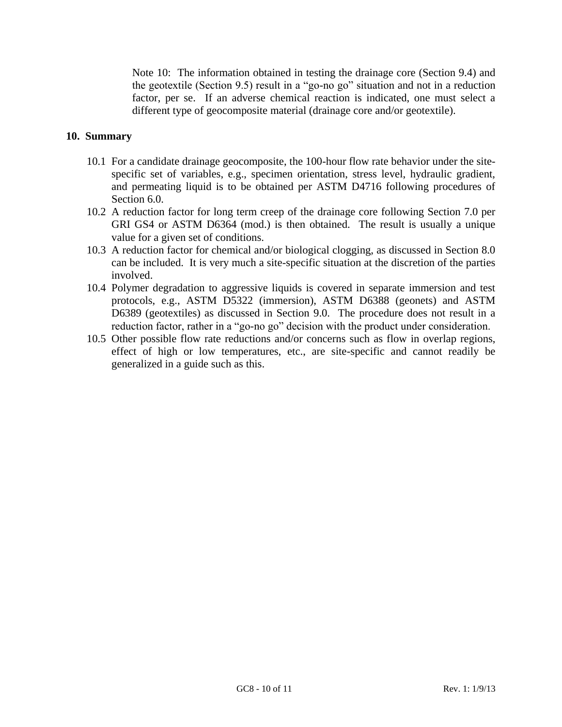Note 10: The information obtained in testing the drainage core (Section 9.4) and the geotextile (Section 9.5) result in a "go-no go" situation and not in a reduction factor, per se. If an adverse chemical reaction is indicated, one must select a different type of geocomposite material (drainage core and/or geotextile).

## 10. Summary

10.1 For a candidate drainage geocomposite, the 100-hour flow rate behavior under the site-specific set of variables, e.g., specimen orientation, stress level, hydraulic gradient, and permeating liquid is to be obtained per ASTM D4716 following procedures of Section 6.0.

10.2 A reduction factor for long term creep of the drainage core following Section 7.0 per GRI GS4 or ASTM D6364 (mod.) is then obtained. The result is usually a unique value for a given set of conditions.

10.3 A reduction factor for chemical and/or biological clogging, as discussed in Section 8.0 can be included. It is very much a site-specific situation at the discretion of the parties involved.

10.4 Polymer degradation to aggressive liquids is covered in separate immersion and test protocols, e.g., ASTM D5322 (immersion), ASTM D6388 (geonets) and ASTM D6389 (geotextiles) as discussed in Section 9.0. The procedure does not result in a reduction factor, rather in a "go-no go" decision with the product under consideration.

10.5 Other possible flow rate reductions and/or concerns such as flow in overlap regions, effect of high or low temperatures, etc., are site-specific and cannot readily be generalized in a guide such as this.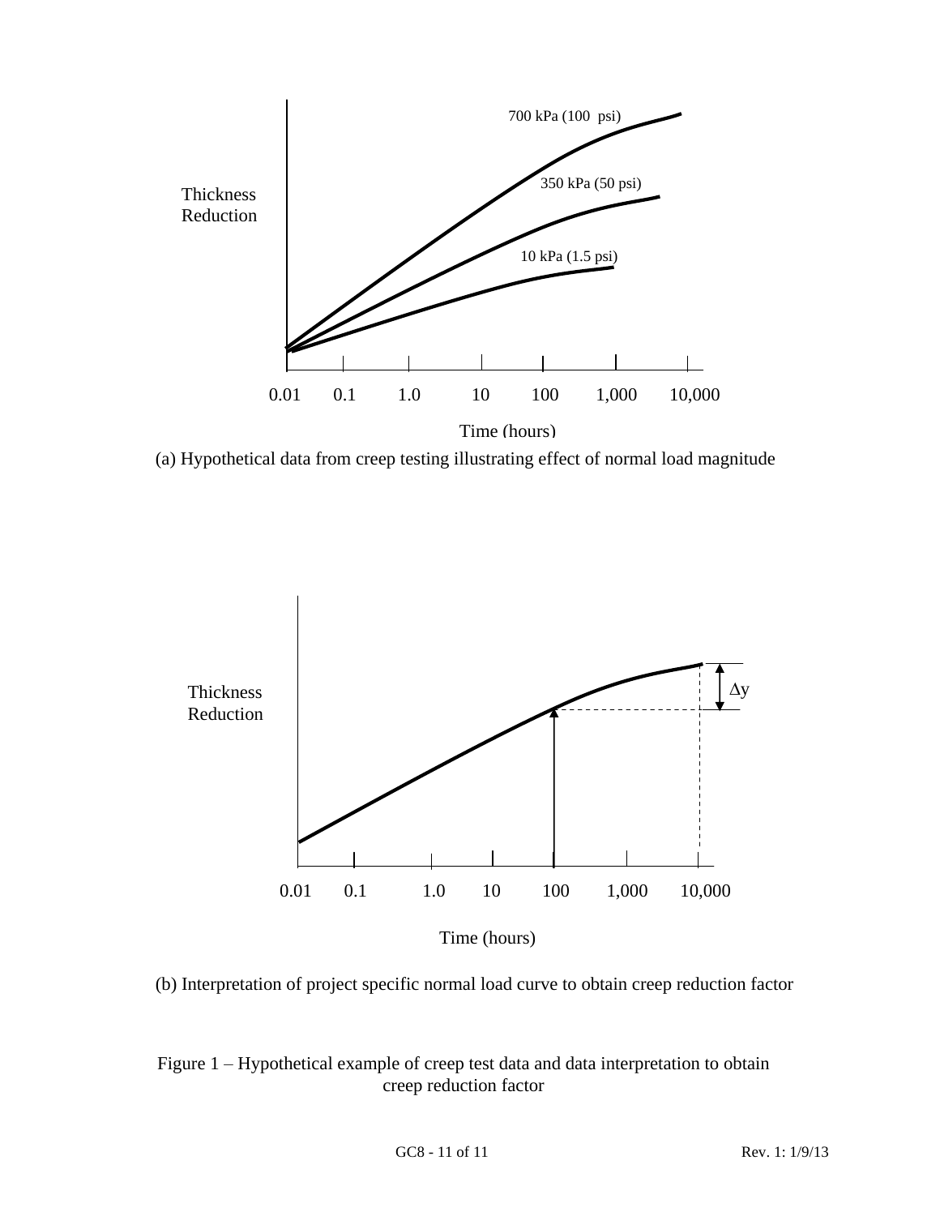700 kPa (100 psi)

350 kPa (50 psi)

Thickness Reduction

10 kPa (1.5 psi)

0.01 0.1 1.0 10 100 1,000 10,000

Time (hours)

(a) Hypothetical data from creep testing illustrating effect of normal load magnitude

Thickness Reduction

Δy

0.01 0.1 1.0 10 100 1,000 10,000

Time (hours)

(b) Interpretation of project specific normal load curve to obtain creep reduction factor

Figure 1 – Hypothetical example of creep test data and data interpretation to obtain creep reduction factor